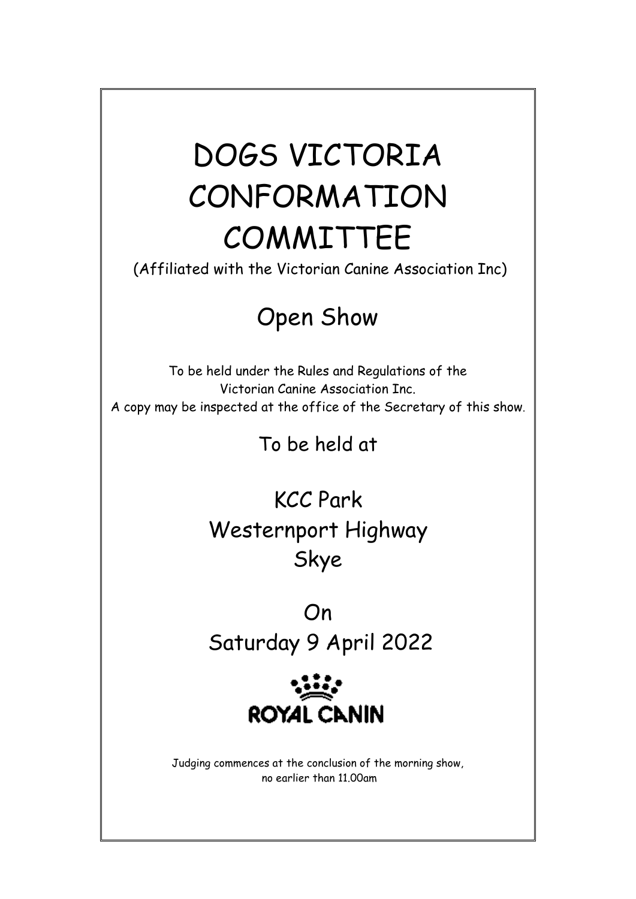# DOGS VICTORIA CONFORMATION COMMITTEE

(Affiliated with the Victorian Canine Association Inc)

## Open Show

To be held under the Rules and Regulations of the Victorian Canine Association Inc.
A copy may be inspected at the office of the Secretary of this show.

To be held at

KCC Park
Westernport Highway
Skye

On
Saturday 9 April 2022

ROYAL CANIN

Judging commences at the conclusion of the morning show, no earlier than 11.00am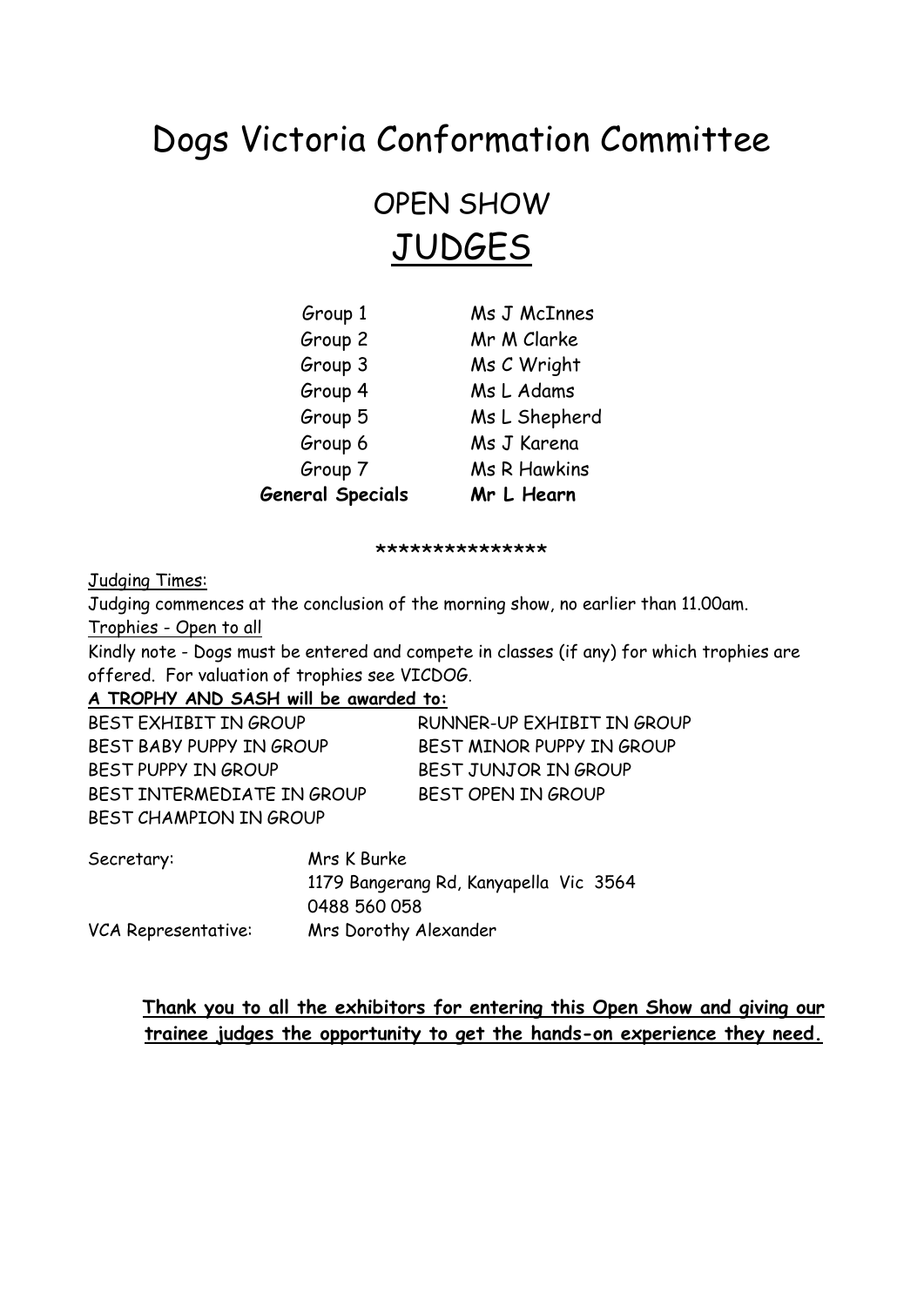# Dogs Victoria Conformation Committee

## OPEN SHOW

## JUDGES

| | |
|---|---|
| Group 1 | Ms J McInnes |
| Group 2 | Mr M Clarke |
| Group 3 | Ms C Wright |
| Group 4 | Ms L Adams |
| Group 5 | Ms L Shepherd |
| Group 6 | Ms J Karena |
| Group 7 | Ms R Hawkins |
| **General Specials** | **Mr L Hearn** |

***************

Judging Times:

Judging commences at the conclusion of the morning show, no earlier than 11.00am.

Trophies - Open to all

Kindly note - Dogs must be entered and compete in classes (if any) for which trophies are offered. For valuation of trophies see VICDOG.

**A TROPHY AND SASH will be awarded to:**

BEST EXHIBIT IN GROUP
RUNNER-UP EXHIBIT IN GROUP
BEST BABY PUPPY IN GROUP
BEST MINOR PUPPY IN GROUP
BEST PUPPY IN GROUP
BEST JUNJOR IN GROUP
BEST INTERMEDIATE IN GROUP
BEST OPEN IN GROUP
BEST CHAMPION IN GROUP

Secretary: Mrs K Burke
1179 Bangerang Rd, Kanyapella Vic 3564
0488 560 058

VCA Representative: Mrs Dorothy Alexander

**Thank you to all the exhibitors for entering this Open Show and giving our trainee judges the opportunity to get the hands-on experience they need.**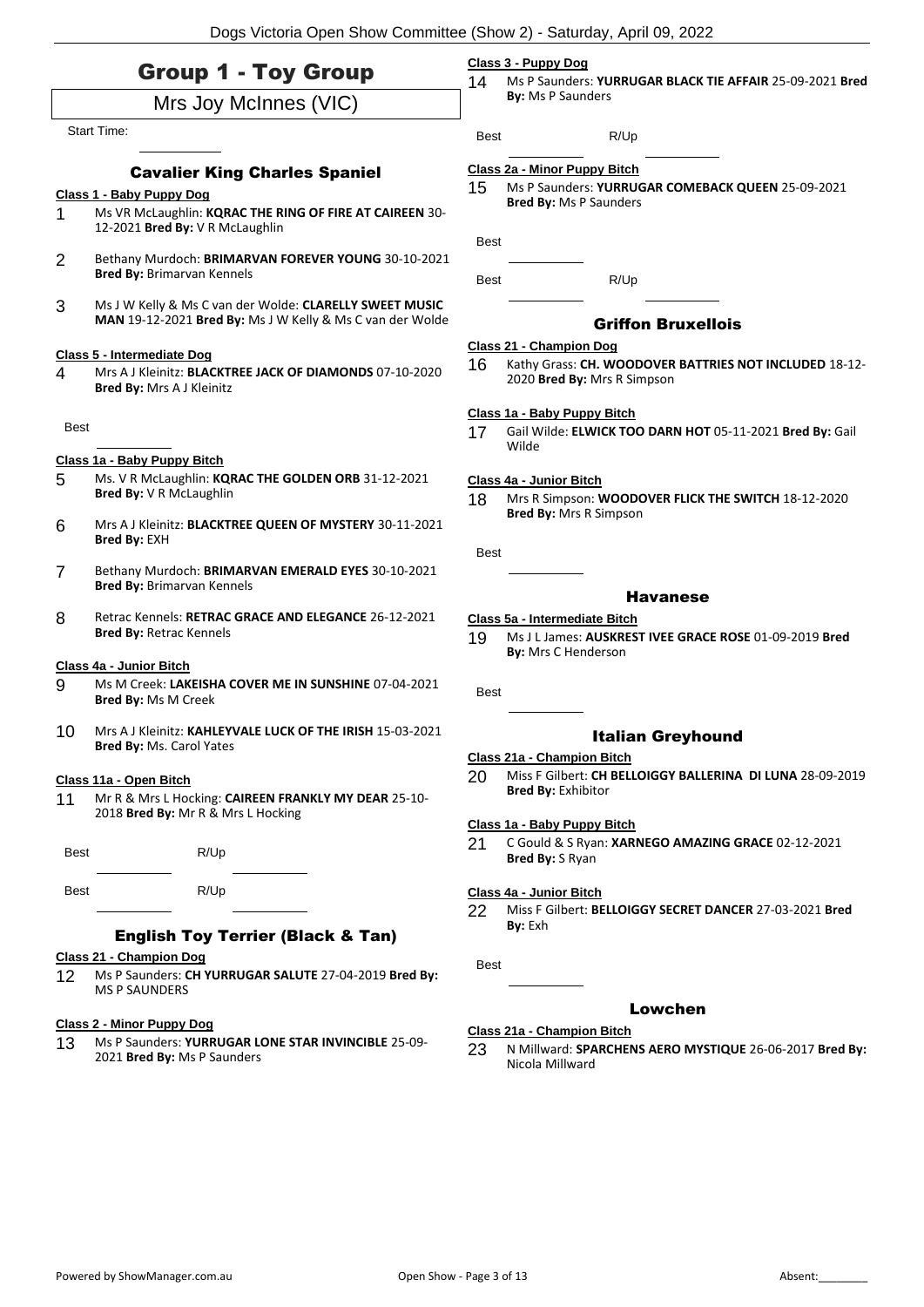# Group 1 - Toy Group

## Mrs Joy McInnes (VIC)

Start Time:

### Cavalier King Charles Spaniel

**Class 1 - Baby Puppy Dog**

1 Ms VR McLaughlin: **KQRAC THE RING OF FIRE AT CAIREEN** 30-12-2021 **Bred By:** V R McLaughlin

2 Bethany Murdoch: **BRIMARVAN FOREVER YOUNG** 30-10-2021 **Bred By:** Brimarvan Kennels

3 Ms J W Kelly & Ms C van der Wolde: **CLARELLY SWEET MUSIC MAN** 19-12-2021 **Bred By:** Ms J W Kelly & Ms C van der Wolde

**Class 5 - Intermediate Dog**

4 Mrs A J Kleinitz: **BLACKTREE JACK OF DIAMONDS** 07-10-2020 **Bred By:** Mrs A J Kleinitz

Best

**Class 1a - Baby Puppy Bitch**

5 Ms. V R McLaughlin: **KQRAC THE GOLDEN ORB** 31-12-2021 **Bred By:** V R McLaughlin

6 Mrs A J Kleinitz: **BLACKTREE QUEEN OF MYSTERY** 30-11-2021 **Bred By:** EXH

7 Bethany Murdoch: **BRIMARVAN EMERALD EYES** 30-10-2021 **Bred By:** Brimarvan Kennels

8 Retrac Kennels: **RETRAC GRACE AND ELEGANCE** 26-12-2021 **Bred By:** Retrac Kennels

**Class 4a - Junior Bitch**

9 Ms M Creek: **LAKEISHA COVER ME IN SUNSHINE** 07-04-2021 **Bred By:** Ms M Creek

10 Mrs A J Kleinitz: **KAHLEYVALE LUCK OF THE IRISH** 15-03-2021 **Bred By:** Ms. Carol Yates

**Class 11a - Open Bitch**

11 Mr R & Mrs L Hocking: **CAIREEN FRANKLY MY DEAR** 25-10-2018 **Bred By:** Mr R & Mrs L Hocking

Best R/Up

Best R/Up

### English Toy Terrier (Black & Tan)

**Class 21 - Champion Dog**

12 Ms P Saunders: **CH YURRUGAR SALUTE** 27-04-2019 **Bred By:** MS P SAUNDERS

**Class 2 - Minor Puppy Dog**

13 Ms P Saunders: **YURRUGAR LONE STAR INVINCIBLE** 25-09-2021 **Bred By:** Ms P Saunders

**Class 3 - Puppy Dog**

14 Ms P Saunders: **YURRUGAR BLACK TIE AFFAIR** 25-09-2021 **Bred By:** Ms P Saunders

Best R/Up

**Class 2a - Minor Puppy Bitch**

15 Ms P Saunders: **YURRUGAR COMEBACK QUEEN** 25-09-2021 **Bred By:** Ms P Saunders

Best

Best R/Up

### Griffon Bruxellois

**Class 21 - Champion Dog**

16 Kathy Grass: **CH. WOODOVER BATTRIES NOT INCLUDED** 18-12-2020 **Bred By:** Mrs R Simpson

**Class 1a - Baby Puppy Bitch**

17 Gail Wilde: **ELWICK TOO DARN HOT** 05-11-2021 **Bred By:** Gail Wilde

**Class 4a - Junior Bitch**

18 Mrs R Simpson: **WOODOVER FLICK THE SWITCH** 18-12-2020 **Bred By:** Mrs R Simpson

Best

### Havanese

**Class 5a - Intermediate Bitch**

19 Ms J L James: **AUSKREST IVEE GRACE ROSE** 01-09-2019 **Bred By:** Mrs C Henderson

Best

### Italian Greyhound

**Class 21a - Champion Bitch**

20 Miss F Gilbert: **CH BELLOIGGY BALLERINA DI LUNA** 28-09-2019 **Bred By:** Exhibitor

**Class 1a - Baby Puppy Bitch**

21 C Gould & S Ryan: **XARNEGO AMAZING GRACE** 02-12-2021 **Bred By:** S Ryan

**Class 4a - Junior Bitch**

22 Miss F Gilbert: **BELLOIGGY SECRET DANCER** 27-03-2021 **Bred By:** Exh

Best

### Lowchen

**Class 21a - Champion Bitch**

23 N Millward: **SPARCHENS AERO MYSTIQUE** 26-06-2017 **Bred By:** Nicola Millward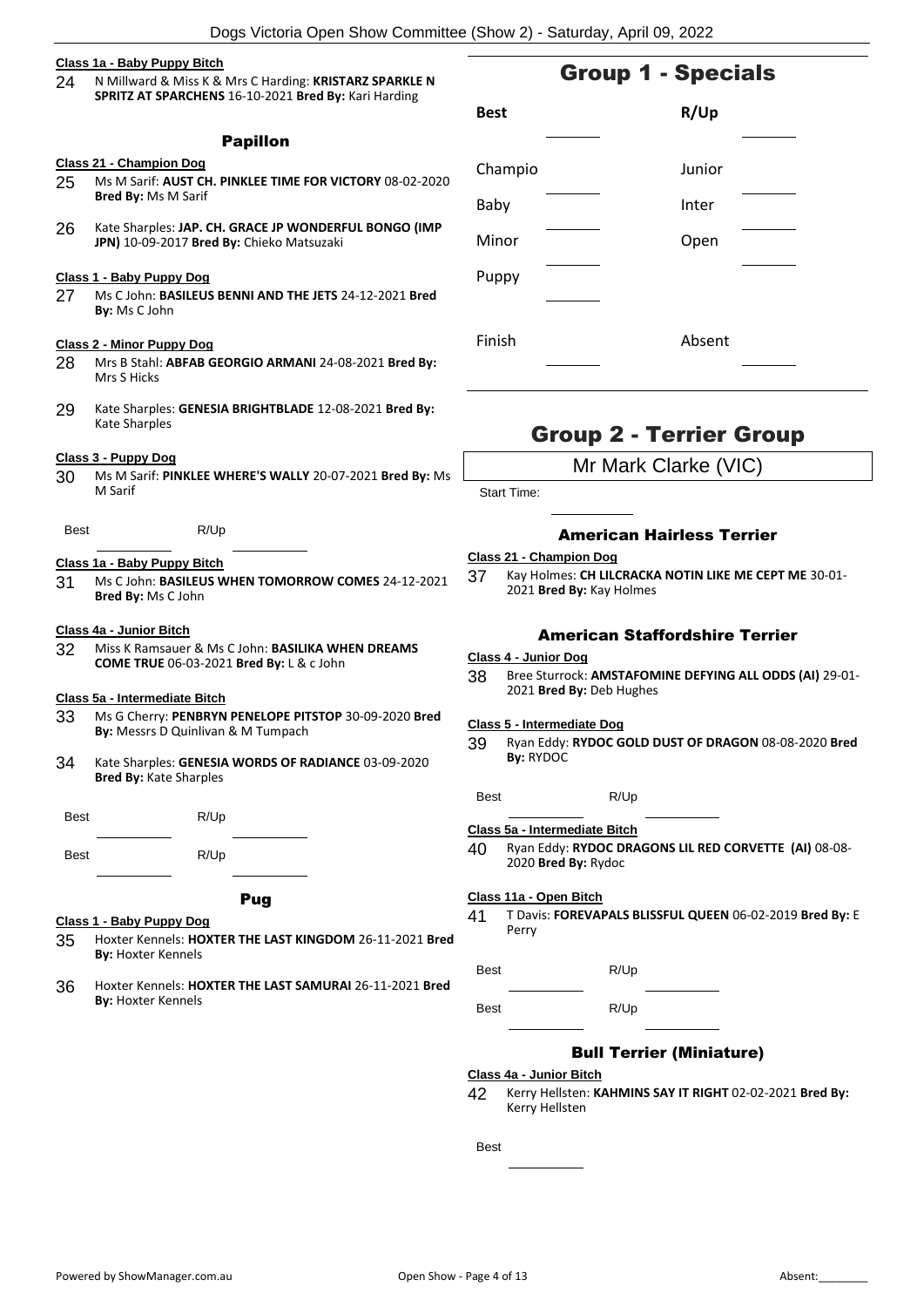**Class 1a - Baby Puppy Bitch**

24 N Millward & Miss K & Mrs C Harding: **KRISTARZ SPARKLE N SPRITZ AT SPARCHENS** 16-10-2021 **Bred By:** Kari Harding

### Papillon

**Class 21 - Champion Dog**

25 Ms M Sarif: **AUST CH. PINKLEE TIME FOR VICTORY** 08-02-2020 **Bred By:** Ms M Sarif

26 Kate Sharples: **JAP. CH. GRACE JP WONDERFUL BONGO (IMP JPN)** 10-09-2017 **Bred By:** Chieko Matsuzaki

**Class 1 - Baby Puppy Dog**

27 Ms C John: **BASILEUS BENNI AND THE JETS** 24-12-2021 **Bred By:** Ms C John

**Class 2 - Minor Puppy Dog**

28 Mrs B Stahl: **ABFAB GEORGIO ARMANI** 24-08-2021 **Bred By:** Mrs S Hicks

29 Kate Sharples: **GENESIA BRIGHTBLADE** 12-08-2021 **Bred By:** Kate Sharples

**Class 3 - Puppy Dog**

30 Ms M Sarif: **PINKLEE WHERE'S WALLY** 20-07-2021 **Bred By:** Ms M Sarif

Best ________ R/Up ________

**Class 1a - Baby Puppy Bitch**

31 Ms C John: **BASILEUS WHEN TOMORROW COMES** 24-12-2021 **Bred By:** Ms C John

**Class 4a - Junior Bitch**

32 Miss K Ramsauer & Ms C John: **BASILIKA WHEN DREAMS COME TRUE** 06-03-2021 **Bred By:** L & c John

**Class 5a - Intermediate Bitch**

33 Ms G Cherry: **PENBRYN PENELOPE PITSTOP** 30-09-2020 **Bred By:** Messrs D Quinlivan & M Tumpach

34 Kate Sharples: **GENESIA WORDS OF RADIANCE** 03-09-2020 **Bred By:** Kate Sharples

Best ________ R/Up ________

Best ________ R/Up ________

### Pug

**Class 1 - Baby Puppy Dog**

35 Hoxter Kennels: **HOXTER THE LAST KINGDOM** 26-11-2021 **Bred By:** Hoxter Kennels

36 Hoxter Kennels: **HOXTER THE LAST SAMURAI** 26-11-2021 **Bred By:** Hoxter Kennels

## Group 1 - Specials

| Best | | R/Up | |
|---|---|---|---|
| Champio | | Junior | |
| Baby | | Inter | |
| Minor | | Open | |
| Puppy | | | |
| Finish | | Absent | |

## Group 2 - Terrier Group

Mr Mark Clarke (VIC)

Start Time: ________

### American Hairless Terrier

**Class 21 - Champion Dog**

37 Kay Holmes: **CH LILCRACKA NOTIN LIKE ME CEPT ME** 30-01-2021 **Bred By:** Kay Holmes

### American Staffordshire Terrier

**Class 4 - Junior Dog**

38 Bree Sturrock: **AMSTAFOMINE DEFYING ALL ODDS (AI)** 29-01-2021 **Bred By:** Deb Hughes

**Class 5 - Intermediate Dog**

39 Ryan Eddy: **RYDOC GOLD DUST OF DRAGON** 08-08-2020 **Bred By:** RYDOC

Best ________ R/Up ________

**Class 5a - Intermediate Bitch**

40 Ryan Eddy: **RYDOC DRAGONS LIL RED CORVETTE (AI)** 08-08-2020 **Bred By:** Rydoc

**Class 11a - Open Bitch**

41 T Davis: **FOREVAPALS BLISSFUL QUEEN** 06-02-2019 **Bred By:** E Perry

Best ________ R/Up ________

Best ________ R/Up ________

### Bull Terrier (Miniature)

**Class 4a - Junior Bitch**

42 Kerry Hellsten: **KAHMINS SAY IT RIGHT** 02-02-2021 **Bred By:** Kerry Hellsten

Best ________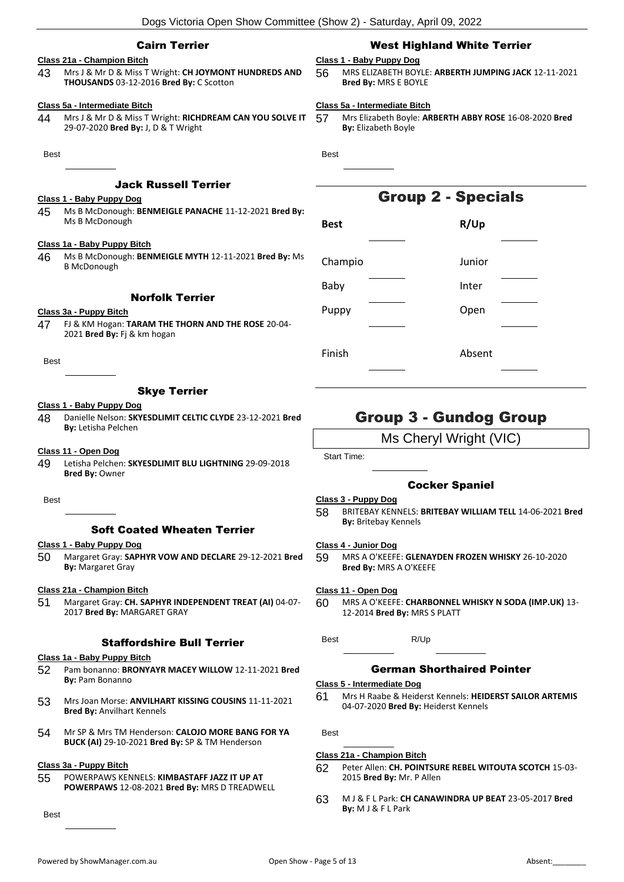## Cairn Terrier

**Class 21a - Champion Bitch**

43 Mrs J & Mr D & Miss T Wright: **CH JOYMONT HUNDREDS AND THOUSANDS** 03-12-2016 **Bred By:** C Scotton

**Class 5a - Intermediate Bitch**

44 Mrs J & Mr D & Miss T Wright: **RICHDREAM CAN YOU SOLVE IT** 29-07-2020 **Bred By:** J, D & T Wright

Best

## Jack Russell Terrier

**Class 1 - Baby Puppy Dog**

45 Ms B McDonough: **BENMEIGLE PANACHE** 11-12-2021 **Bred By:** Ms B McDonough

**Class 1a - Baby Puppy Bitch**

46 Ms B McDonough: **BENMEIGLE MYTH** 12-11-2021 **Bred By:** Ms B McDonough

## Norfolk Terrier

**Class 3a - Puppy Bitch**

47 FJ & KM Hogan: **TARAM THE THORN AND THE ROSE** 20-04-2021 **Bred By:** Fj & km hogan

Best

## Skye Terrier

**Class 1 - Baby Puppy Dog**

48 Danielle Nelson: **SKYESDLIMIT CELTIC CLYDE** 23-12-2021 **Bred By:** Letisha Pelchen

**Class 11 - Open Dog**

49 Letisha Pelchen: **SKYESDLIMIT BLU LIGHTNING** 29-09-2018 **Bred By:** Owner

Best

## Soft Coated Wheaten Terrier

**Class 1 - Baby Puppy Dog**

50 Margaret Gray: **SAPHYR VOW AND DECLARE** 29-12-2021 **Bred By:** Margaret Gray

**Class 21a - Champion Bitch**

51 Margaret Gray: **CH. SAPHYR INDEPENDENT TREAT (AI)** 04-07-2017 **Bred By:** MARGARET GRAY

## Staffordshire Bull Terrier

**Class 1a - Baby Puppy Bitch**

52 Pam bonanno: **BRONYAYR MACEY WILLOW** 12-11-2021 **Bred By:** Pam Bonanno

53 Mrs Joan Morse: **ANVILHART KISSING COUSINS** 11-11-2021 **Bred By:** Anvilhart Kennels

54 Mr SP & Mrs TM Henderson: **CALOJO MORE BANG FOR YA BUCK (AI)** 29-10-2021 **Bred By:** SP & TM Henderson

**Class 3a - Puppy Bitch**

55 POWERPAWS KENNELS: **KIMBASTAFF JAZZ IT UP AT POWERPAWS** 12-08-2021 **Bred By:** MRS D TREADWELL

Best

## West Highland White Terrier

**Class 1 - Baby Puppy Dog**

56 MRS ELIZABETH BOYLE: **ARBERTH JUMPING JACK** 12-11-2021 **Bred By:** MRS E BOYLE

**Class 5a - Intermediate Bitch**

57 Mrs Elizabeth Boyle: **ARBERTH ABBY ROSE** 16-08-2020 **Bred By:** Elizabeth Boyle

Best

# Group 2 - Specials

| Best | | R/Up | |
|---|---|---|---|
| Champio | | Junior | |
| Baby | | Inter | |
| Puppy | | Open | |
| Finish | | Absent | |

# Group 3 - Gundog Group

Ms Cheryl Wright (VIC)

Start Time:

## Cocker Spaniel

**Class 3 - Puppy Dog**

58 BRITEBAY KENNELS: **BRITEBAY WILLIAM TELL** 14-06-2021 **Bred By:** Britebay Kennels

**Class 4 - Junior Dog**

59 MRS A O'KEEFE: **GLENAYDEN FROZEN WHISKY** 26-10-2020 **Bred By:** MRS A O'KEEFE

**Class 11 - Open Dog**

60 MRS A O'KEEFE: **CHARBONNEL WHISKY N SODA (IMP.UK)** 13-12-2014 **Bred By:** MRS S PLATT

Best R/Up

## German Shorthaired Pointer

**Class 5 - Intermediate Dog**

61 Mrs H Raabe & Heiderst Kennels: **HEIDERST SAILOR ARTEMIS** 04-07-2020 **Bred By:** Heiderst Kennels

Best

**Class 21a - Champion Bitch**

62 Peter Allen: **CH. POINTSURE REBEL WITOUTA SCOTCH** 15-03-2015 **Bred By:** Mr. P Allen

63 M J & F L Park: **CH CANAWINDRA UP BEAT** 23-05-2017 **Bred By:** M J & F L Park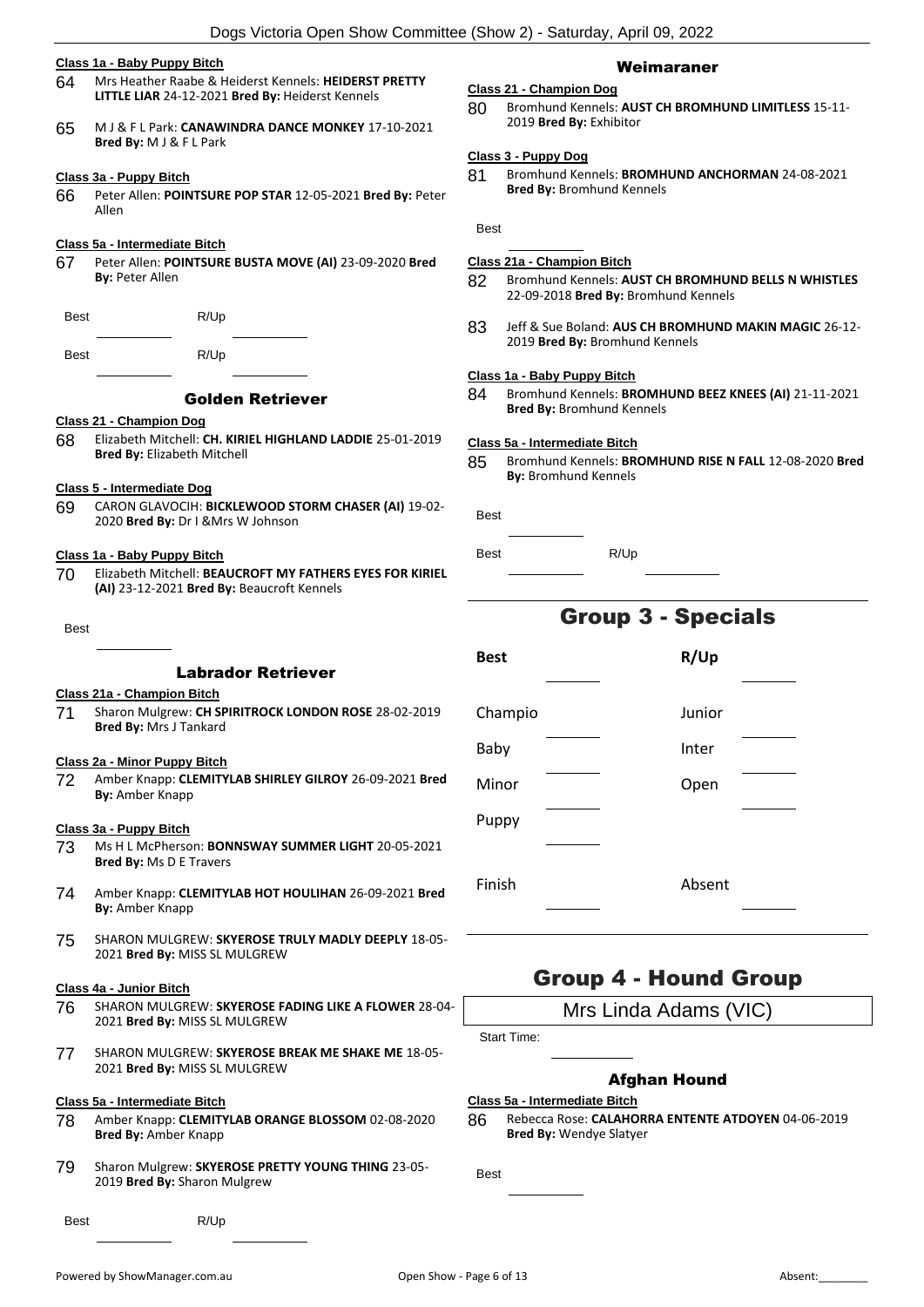**Class 1a - Baby Puppy Bitch**

64 Mrs Heather Raabe & Heiderst Kennels: **HEIDERST PRETTY LITTLE LIAR** 24-12-2021 **Bred By:** Heiderst Kennels

65 M J & F L Park: **CANAWINDRA DANCE MONKEY** 17-10-2021 **Bred By:** M J & F L Park

**Class 3a - Puppy Bitch**

66 Peter Allen: **POINTSURE POP STAR** 12-05-2021 **Bred By:** Peter Allen

**Class 5a - Intermediate Bitch**

67 Peter Allen: **POINTSURE BUSTA MOVE (AI)** 23-09-2020 **Bred By:** Peter Allen

Best R/Up

Best R/Up

### Golden Retriever

**Class 21 - Champion Dog**

68 Elizabeth Mitchell: **CH. KIRIEL HIGHLAND LADDIE** 25-01-2019 **Bred By:** Elizabeth Mitchell

**Class 5 - Intermediate Dog**

69 CARON GLAVOCIH: **BICKLEWOOD STORM CHASER (AI)** 19-02-2020 **Bred By:** Dr I &Mrs W Johnson

**Class 1a - Baby Puppy Bitch**

70 Elizabeth Mitchell: **BEAUCROFT MY FATHERS EYES FOR KIRIEL (AI)** 23-12-2021 **Bred By:** Beaucroft Kennels

Best

### Labrador Retriever

**Class 21a - Champion Bitch**

71 Sharon Mulgrew: **CH SPIRITROCK LONDON ROSE** 28-02-2019 **Bred By:** Mrs J Tankard

**Class 2a - Minor Puppy Bitch**

72 Amber Knapp: **CLEMITYLAB SHIRLEY GILROY** 26-09-2021 **Bred By:** Amber Knapp

**Class 3a - Puppy Bitch**

73 Ms H L McPherson: **BONNSWAY SUMMER LIGHT** 20-05-2021 **Bred By:** Ms D E Travers

74 Amber Knapp: **CLEMITYLAB HOT HOULIHAN** 26-09-2021 **Bred By:** Amber Knapp

75 SHARON MULGREW: **SKYEROSE TRULY MADLY DEEPLY** 18-05-2021 **Bred By:** MISS SL MULGREW

**Class 4a - Junior Bitch**

76 SHARON MULGREW: **SKYEROSE FADING LIKE A FLOWER** 28-04-2021 **Bred By:** MISS SL MULGREW

77 SHARON MULGREW: **SKYEROSE BREAK ME SHAKE ME** 18-05-2021 **Bred By:** MISS SL MULGREW

**Class 5a - Intermediate Bitch**

78 Amber Knapp: **CLEMITYLAB ORANGE BLOSSOM** 02-08-2020 **Bred By:** Amber Knapp

79 Sharon Mulgrew: **SKYEROSE PRETTY YOUNG THING** 23-05-2019 **Bred By:** Sharon Mulgrew

Best R/Up

### Weimaraner

**Class 21 - Champion Dog**

80 Bromhund Kennels: **AUST CH BROMHUND LIMITLESS** 15-11-2019 **Bred By:** Exhibitor

**Class 3 - Puppy Dog**

81 Bromhund Kennels: **BROMHUND ANCHORMAN** 24-08-2021 **Bred By:** Bromhund Kennels

Best

**Class 21a - Champion Bitch**

82 Bromhund Kennels: **AUST CH BROMHUND BELLS N WHISTLES** 22-09-2018 **Bred By:** Bromhund Kennels

83 Jeff & Sue Boland: **AUS CH BROMHUND MAKIN MAGIC** 26-12-2019 **Bred By:** Bromhund Kennels

**Class 1a - Baby Puppy Bitch**

84 Bromhund Kennels: **BROMHUND BEEZ KNEES (AI)** 21-11-2021 **Bred By:** Bromhund Kennels

**Class 5a - Intermediate Bitch**

85 Bromhund Kennels: **BROMHUND RISE N FALL** 12-08-2020 **Bred By:** Bromhund Kennels

Best

Best R/Up

## Group 3 - Specials

| **Best** | | **R/Up** | |
|---|---|---|---|
| Champio | | Junior | |
| Baby | | Inter | |
| Minor | | Open | |
| Puppy | | | |
| Finish | | Absent | |

## Group 4 - Hound Group

Mrs Linda Adams (VIC)

Start Time:

### Afghan Hound

**Class 5a - Intermediate Bitch**

86 Rebecca Rose: **CALAHORRA ENTENTE ATDOYEN** 04-06-2019 **Bred By:** Wendye Slatyer

Best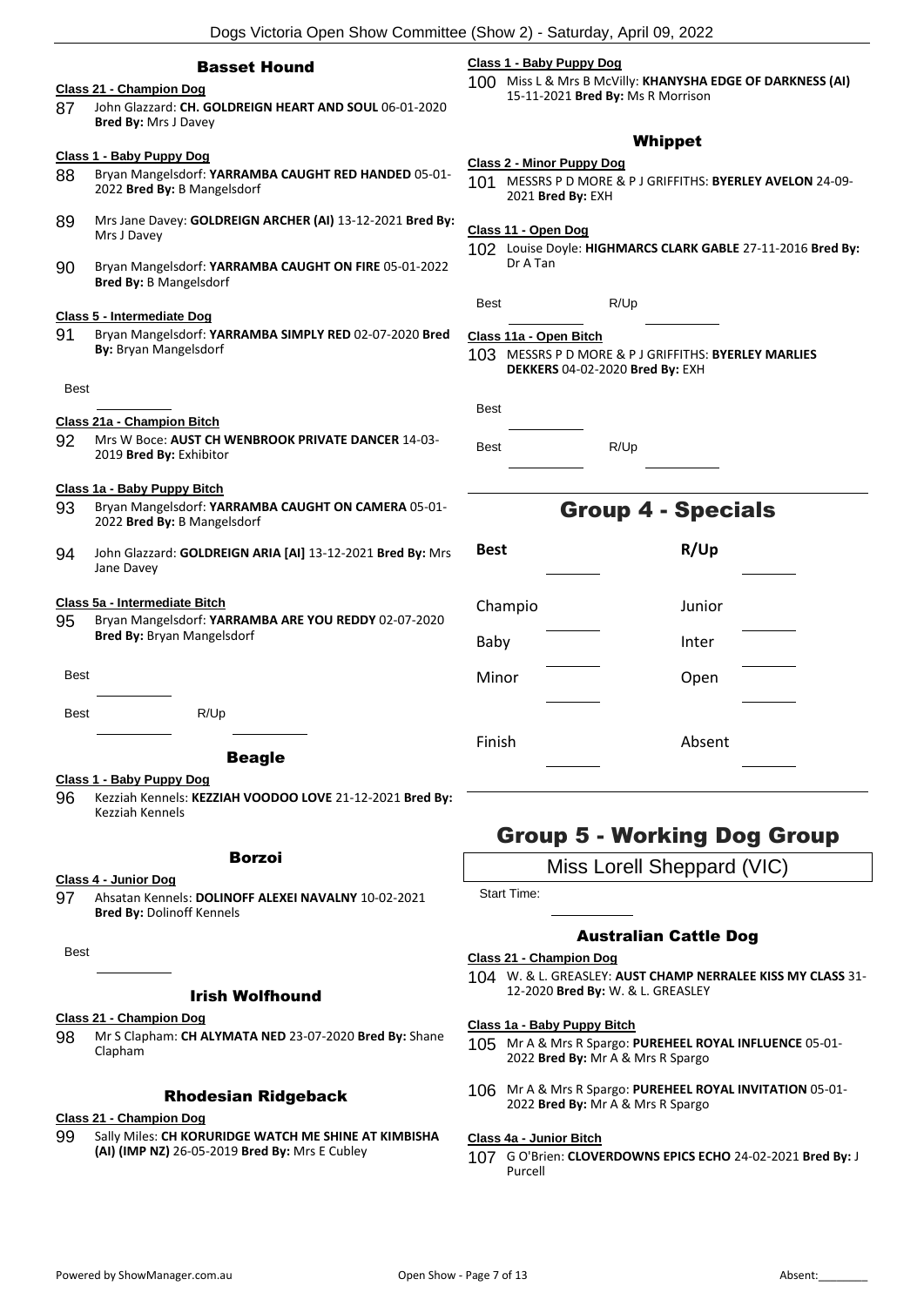### Basset Hound

**Class 21 - Champion Dog**

87 John Glazzard: **CH. GOLDREIGN HEART AND SOUL** 06-01-2020 **Bred By:** Mrs J Davey

**Class 1 - Baby Puppy Dog**

88 Bryan Mangelsdorf: **YARRAMBA CAUGHT RED HANDED** 05-01-2022 **Bred By:** B Mangelsdorf

89 Mrs Jane Davey: **GOLDREIGN ARCHER (AI)** 13-12-2021 **Bred By:** Mrs J Davey

90 Bryan Mangelsdorf: **YARRAMBA CAUGHT ON FIRE** 05-01-2022 **Bred By:** B Mangelsdorf

**Class 5 - Intermediate Dog**

91 Bryan Mangelsdorf: **YARRAMBA SIMPLY RED** 02-07-2020 **Bred By:** Bryan Mangelsdorf

Best ________

**Class 21a - Champion Bitch**

92 Mrs W Boce: **AUST CH WENBROOK PRIVATE DANCER** 14-03-2019 **Bred By:** Exhibitor

**Class 1a - Baby Puppy Bitch**

93 Bryan Mangelsdorf: **YARRAMBA CAUGHT ON CAMERA** 05-01-2022 **Bred By:** B Mangelsdorf

94 John Glazzard: **GOLDREIGN ARIA [AI]** 13-12-2021 **Bred By:** Mrs Jane Davey

**Class 5a - Intermediate Bitch**

95 Bryan Mangelsdorf: **YARRAMBA ARE YOU REDDY** 02-07-2020 **Bred By:** Bryan Mangelsdorf

Best ________

Best ________ R/Up ________

### Beagle

**Class 1 - Baby Puppy Dog**

96 Kezziah Kennels: **KEZZIAH VOODOO LOVE** 21-12-2021 **Bred By:** Kezziah Kennels

### Borzoi

**Class 4 - Junior Dog**

97 Ahsatan Kennels: **DOLINOFF ALEXEI NAVALNY** 10-02-2021 **Bred By:** Dolinoff Kennels

Best ________

### Irish Wolfhound

**Class 21 - Champion Dog**

98 Mr S Clapham: **CH ALYMATA NED** 23-07-2020 **Bred By:** Shane Clapham

### Rhodesian Ridgeback

**Class 21 - Champion Dog**

99 Sally Miles: **CH KORURIDGE WATCH ME SHINE AT KIMBISHA (AI) (IMP NZ)** 26-05-2019 **Bred By:** Mrs E Cubley

**Class 1 - Baby Puppy Dog**

100 Miss L & Mrs B McVilly: **KHANYSHA EDGE OF DARKNESS (AI)** 15-11-2021 **Bred By:** Ms R Morrison

### Whippet

**Class 2 - Minor Puppy Dog**

101 MESSRS P D MORE & P J GRIFFITHS: **BYERLEY AVELON** 24-09-2021 **Bred By:** EXH

**Class 11 - Open Dog**

102 Louise Doyle: **HIGHMARCS CLARK GABLE** 27-11-2016 **Bred By:** Dr A Tan

Best ________ R/Up ________

**Class 11a - Open Bitch**

103 MESSRS P D MORE & P J GRIFFITHS: **BYERLEY MARLIES DEKKERS** 04-02-2020 **Bred By:** EXH

Best ________

Best ________ R/Up ________

## Group 4 - Specials

| **Best** | ________ | **R/Up** | ________ |
|---|---|---|---|
| Champio | ________ | Junior | ________ |
| Baby | ________ | Inter | ________ |
| Minor | ________ | Open | ________ |
| Finish | ________ | Absent | ________ |

## Group 5 - Working Dog Group

Miss Lorell Sheppard (VIC)

Start Time: ________

### Australian Cattle Dog

**Class 21 - Champion Dog**

104 W. & L. GREASLEY: **AUST CHAMP NERRALEE KISS MY CLASS** 31-12-2020 **Bred By:** W. & L. GREASLEY

**Class 1a - Baby Puppy Bitch**

105 Mr A & Mrs R Spargo: **PUREHEEL ROYAL INFLUENCE** 05-01-2022 **Bred By:** Mr A & Mrs R Spargo

106 Mr A & Mrs R Spargo: **PUREHEEL ROYAL INVITATION** 05-01-2022 **Bred By:** Mr A & Mrs R Spargo

**Class 4a - Junior Bitch**

107 G O'Brien: **CLOVERDOWNS EPICS ECHO** 24-02-2021 **Bred By:** J Purcell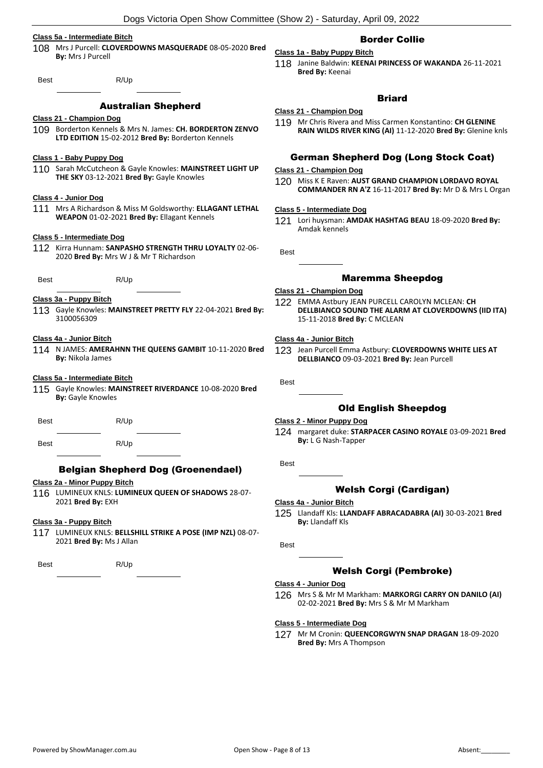**Class 5a - Intermediate Bitch**

108 Mrs J Purcell: **CLOVERDOWNS MASQUERADE** 08-05-2020 **Bred By:** Mrs J Purcell

Best R/Up

## Australian Shepherd

**Class 21 - Champion Dog**

109 Borderton Kennels & Mrs N. James: **CH. BORDERTON ZENVO LTD EDITION** 15-02-2012 **Bred By:** Borderton Kennels

**Class 1 - Baby Puppy Dog**

110 Sarah McCutcheon & Gayle Knowles: **MAINSTREET LIGHT UP THE SKY** 03-12-2021 **Bred By:** Gayle Knowles

**Class 4 - Junior Dog**

111 Mrs A Richardson & Miss M Goldsworthy: **ELLAGANT LETHAL WEAPON** 01-02-2021 **Bred By:** Ellagant Kennels

**Class 5 - Intermediate Dog**

112 Kirra Hunnam: **SANPASHO STRENGTH THRU LOYALTY** 02-06-2020 **Bred By:** Mrs W J & Mr T Richardson

Best R/Up

**Class 3a - Puppy Bitch**

113 Gayle Knowles: **MAINSTREET PRETTY FLY** 22-04-2021 **Bred By:** 3100056309

**Class 4a - Junior Bitch**

114 N JAMES: **AMERAHNN THE QUEENS GAMBIT** 10-11-2020 **Bred By:** Nikola James

**Class 5a - Intermediate Bitch**

115 Gayle Knowles: **MAINSTREET RIVERDANCE** 10-08-2020 **Bred By:** Gayle Knowles

Best R/Up

Best R/Up

## Belgian Shepherd Dog (Groenendael)

**Class 2a - Minor Puppy Bitch**

116 LUMINEUX KNLS: **LUMINEUX QUEEN OF SHADOWS** 28-07-2021 **Bred By:** EXH

**Class 3a - Puppy Bitch**

117 LUMINEUX KNLS: **BELLSHILL STRIKE A POSE (IMP NZL)** 08-07-2021 **Bred By:** Ms J Allan

Best R/Up

## Border Collie

**Class 1a - Baby Puppy Bitch**

118 Janine Baldwin: **KEENAI PRINCESS OF WAKANDA** 26-11-2021 **Bred By:** Keenai

## Briard

**Class 21 - Champion Dog**

119 Mr Chris Rivera and Miss Carmen Konstantino: **CH GLENINE RAIN WILDS RIVER KING (AI)** 11-12-2020 **Bred By:** Glenine knls

## German Shepherd Dog (Long Stock Coat)

**Class 21 - Champion Dog**

120 Miss K E Raven: **AUST GRAND CHAMPION LORDAVO ROYAL COMMANDER RN A'Z** 16-11-2017 **Bred By:** Mr D & Mrs L Organ

**Class 5 - Intermediate Dog**

121 Lori huysman: **AMDAK HASHTAG BEAU** 18-09-2020 **Bred By:** Amdak kennels

Best

## Maremma Sheepdog

**Class 21 - Champion Dog**

122 EMMA Astbury JEAN PURCELL CAROLYN MCLEAN: **CH DELLBIANCO SOUND THE ALARM AT CLOVERDOWNS (IID ITA)** 15-11-2018 **Bred By:** C MCLEAN

**Class 4a - Junior Bitch**

123 Jean Purcell Emma Astbury: **CLOVERDOWNS WHITE LIES AT DELLBIANCO** 09-03-2021 **Bred By:** Jean Purcell

Best

## Old English Sheepdog

**Class 2 - Minor Puppy Dog**

124 margaret duke: **STARPACER CASINO ROYALE** 03-09-2021 **Bred By:** L G Nash-Tapper

Best

## Welsh Corgi (Cardigan)

**Class 4a - Junior Bitch**

125 Llandaff Kls: **LLANDAFF ABRACADABRA (AI)** 30-03-2021 **Bred By:** Llandaff Kls

Best

## Welsh Corgi (Pembroke)

**Class 4 - Junior Dog**

126 Mrs S & Mr M Markham: **MARKORGI CARRY ON DANILO (AI)** 02-02-2021 **Bred By:** Mrs S & Mr M Markham

**Class 5 - Intermediate Dog**

127 Mr M Cronin: **QUEENCORGWYN SNAP DRAGAN** 18-09-2020 **Bred By:** Mrs A Thompson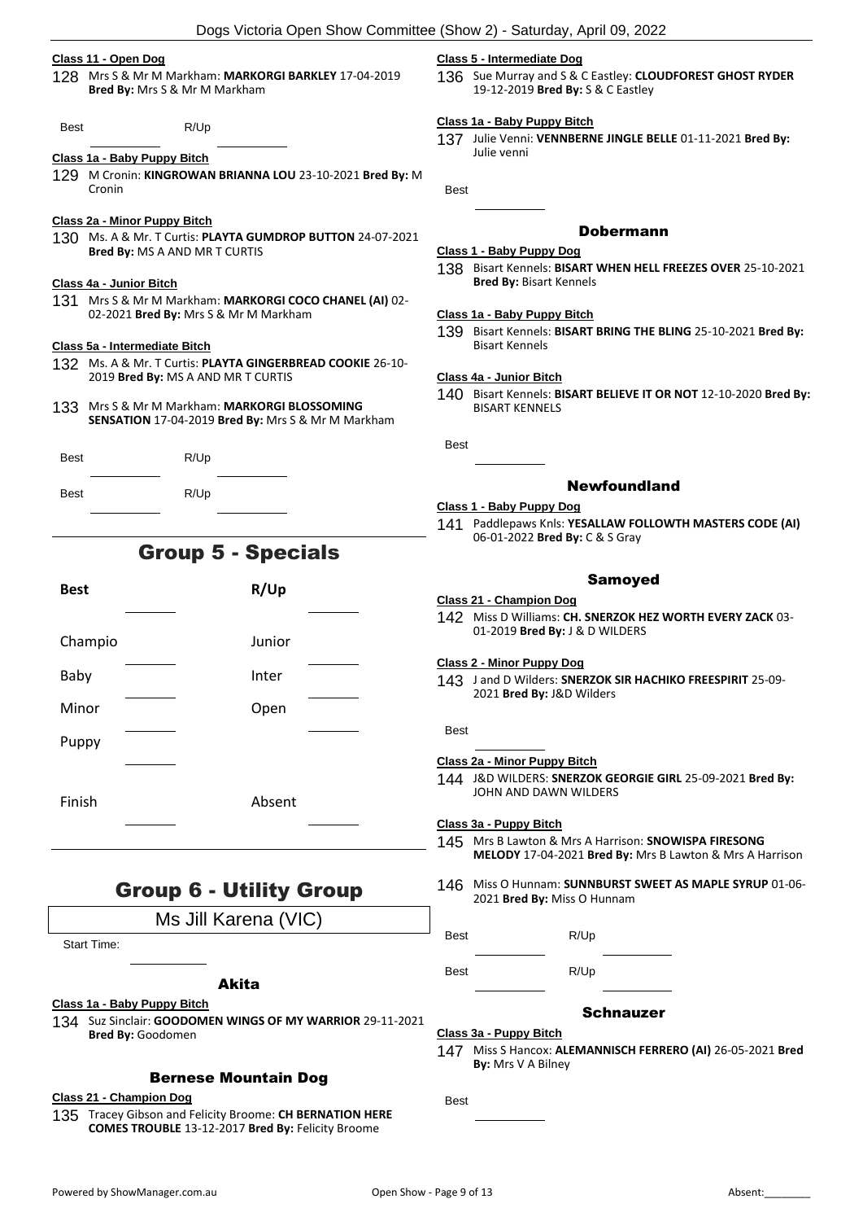#### Class 11 - Open Dog

128 Mrs S & Mr M Markham: **MARKORGI BARKLEY** 17-04-2019 **Bred By:** Mrs S & Mr M Markham

Best ________ R/Up ________

#### Class 1a - Baby Puppy Bitch

129 M Cronin: **KINGROWAN BRIANNA LOU** 23-10-2021 **Bred By:** M Cronin

#### Class 2a - Minor Puppy Bitch

130 Ms. A & Mr. T Curtis: **PLAYTA GUMDROP BUTTON** 24-07-2021 **Bred By:** MS A AND MR T CURTIS

#### Class 4a - Junior Bitch

131 Mrs S & Mr M Markham: **MARKORGI COCO CHANEL (AI)** 02-02-2021 **Bred By:** Mrs S & Mr M Markham

#### Class 5a - Intermediate Bitch

132 Ms. A & Mr. T Curtis: **PLAYTA GINGERBREAD COOKIE** 26-10-2019 **Bred By:** MS A AND MR T CURTIS

133 Mrs S & Mr M Markham: **MARKORGI BLOSSOMING SENSATION** 17-04-2019 **Bred By:** Mrs S & Mr M Markham

Best ________ R/Up ________

Best ________ R/Up ________

## Group 5 - Specials

| **Best** | | **R/Up** | |
|---|---|---|---|
| Champio | ________ | Junior | ________ |
| Baby | ________ | Inter | ________ |
| Minor | ________ | Open | ________ |
| Puppy | ________ | | |
| Finish | ________ | Absent | ________ |

## Group 6 - Utility Group

Ms Jill Karena (VIC)

Start Time: ________

### Akita

#### Class 1a - Baby Puppy Bitch

134 Suz Sinclair: **GOODOMEN WINGS OF MY WARRIOR** 29-11-2021 **Bred By:** Goodomen

### Bernese Mountain Dog

#### Class 21 - Champion Dog

135 Tracey Gibson and Felicity Broome: **CH BERNATION HERE COMES TROUBLE** 13-12-2017 **Bred By:** Felicity Broome

#### Class 5 - Intermediate Dog

136 Sue Murray and S & C Eastley: **CLOUDFOREST GHOST RYDER** 19-12-2019 **Bred By:** S & C Eastley

#### Class 1a - Baby Puppy Bitch

137 Julie Venni: **VENNBERNE JINGLE BELLE** 01-11-2021 **Bred By:** Julie venni

Best ________

### Dobermann

#### Class 1 - Baby Puppy Dog

138 Bisart Kennels: **BISART WHEN HELL FREEZES OVER** 25-10-2021 **Bred By:** Bisart Kennels

#### Class 1a - Baby Puppy Bitch

139 Bisart Kennels: **BISART BRING THE BLING** 25-10-2021 **Bred By:** Bisart Kennels

#### Class 4a - Junior Bitch

140 Bisart Kennels: **BISART BELIEVE IT OR NOT** 12-10-2020 **Bred By:** BISART KENNELS

Best ________

### Newfoundland

#### Class 1 - Baby Puppy Dog

141 Paddlepaws Knls: **YESALLAW FOLLOWTH MASTERS CODE (AI)** 06-01-2022 **Bred By:** C & S Gray

### Samoyed

#### Class 21 - Champion Dog

142 Miss D Williams: **CH. SNERZOK HEZ WORTH EVERY ZACK** 03-01-2019 **Bred By:** J & D WILDERS

#### Class 2 - Minor Puppy Dog

143 J and D Wilders: **SNERZOK SIR HACHIKO FREESPIRIT** 25-09-2021 **Bred By:** J&D Wilders

Best ________

#### Class 2a - Minor Puppy Bitch

144 J&D WILDERS: **SNERZOK GEORGIE GIRL** 25-09-2021 **Bred By:** JOHN AND DAWN WILDERS

#### Class 3a - Puppy Bitch

145 Mrs B Lawton & Mrs A Harrison: **SNOWISPA FIRESONG MELODY** 17-04-2021 **Bred By:** Mrs B Lawton & Mrs A Harrison

146 Miss O Hunnam: **SUNNBURST SWEET AS MAPLE SYRUP** 01-06-2021 **Bred By:** Miss O Hunnam

Best ________ R/Up ________

Best ________ R/Up ________

### Schnauzer

#### Class 3a - Puppy Bitch

147 Miss S Hancox: **ALEMANNISCH FERRERO (AI)** 26-05-2021 **Bred By:** Mrs V A Bilney

Best ________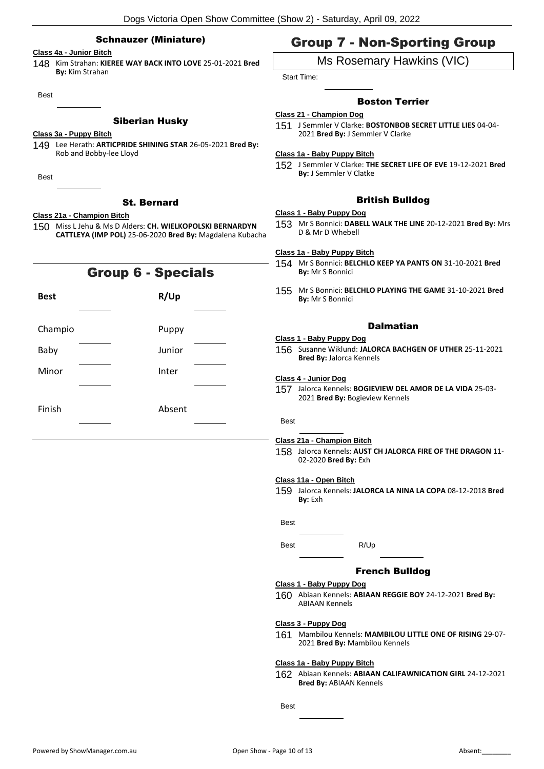### Schnauzer (Miniature)

**Class 4a - Junior Bitch**

148 Kim Strahan: **KIEREE WAY BACK INTO LOVE** 25-01-2021 **Bred By:** Kim Strahan

Best

### Siberian Husky

**Class 3a - Puppy Bitch**

149 Lee Herath: **ARTICPRIDE SHINING STAR** 26-05-2021 **Bred By:** Rob and Bobby-lee Lloyd

Best

### St. Bernard

**Class 21a - Champion Bitch**

150 Miss L Jehu & Ms D Alders: **CH. WIELKOPOLSKI BERNARDYN CATTLEYA (IMP POL)** 25-06-2020 **Bred By:** Magdalena Kubacha

## Group 6 - Specials

| | | | |
|---|---|---|---|
| **Best** | | **R/Up** | |
| Champio | | Puppy | |
| Baby | | Junior | |
| Minor | | Inter | |
| Finish | | Absent | |

## Group 7 - Non-Sporting Group

Ms Rosemary Hawkins (VIC)

Start Time:

### Boston Terrier

**Class 21 - Champion Dog**

151 J Semmler V Clarke: **BOSTONBOB SECRET LITTLE LIES** 04-04-2021 **Bred By:** J Semmler V Clarke

**Class 1a - Baby Puppy Bitch**

152 J Semmler V Clarke: **THE SECRET LIFE OF EVE** 19-12-2021 **Bred By:** J Semmler V Clatke

### British Bulldog

**Class 1 - Baby Puppy Dog**

153 Mr S Bonnici: **DABELL WALK THE LINE** 20-12-2021 **Bred By:** Mrs D & Mr D Whebell

**Class 1a - Baby Puppy Bitch**

154 Mr S Bonnici: **BELCHLO KEEP YA PANTS ON** 31-10-2021 **Bred By:** Mr S Bonnici

155 Mr S Bonnici: **BELCHLO PLAYING THE GAME** 31-10-2021 **Bred By:** Mr S Bonnici

### Dalmatian

**Class 1 - Baby Puppy Dog**

156 Susanne Wiklund: **JALORCA BACHGEN OF UTHER** 25-11-2021 **Bred By:** Jalorca Kennels

**Class 4 - Junior Dog**

157 Jalorca Kennels: **BOGIEVIEW DEL AMOR DE LA VIDA** 25-03-2021 **Bred By:** Bogieview Kennels

Best

**Class 21a - Champion Bitch**

158 Jalorca Kennels: **AUST CH JALORCA FIRE OF THE DRAGON** 11-02-2020 **Bred By:** Exh

**Class 11a - Open Bitch**

159 Jalorca Kennels: **JALORCA LA NINA LA COPA** 08-12-2018 **Bred By:** Exh

Best

Best R/Up

### French Bulldog

**Class 1 - Baby Puppy Dog**

160 Abiaan Kennels: **ABIAAN REGGIE BOY** 24-12-2021 **Bred By:** ABIAAN Kennels

**Class 3 - Puppy Dog**

161 Mambilou Kennels: **MAMBILOU LITTLE ONE OF RISING** 29-07-2021 **Bred By:** Mambilou Kennels

**Class 1a - Baby Puppy Bitch**

162 Abiaan Kennels: **ABIAAN CALIFAWNICATION GIRL** 24-12-2021 **Bred By:** ABIAAN Kennels

Best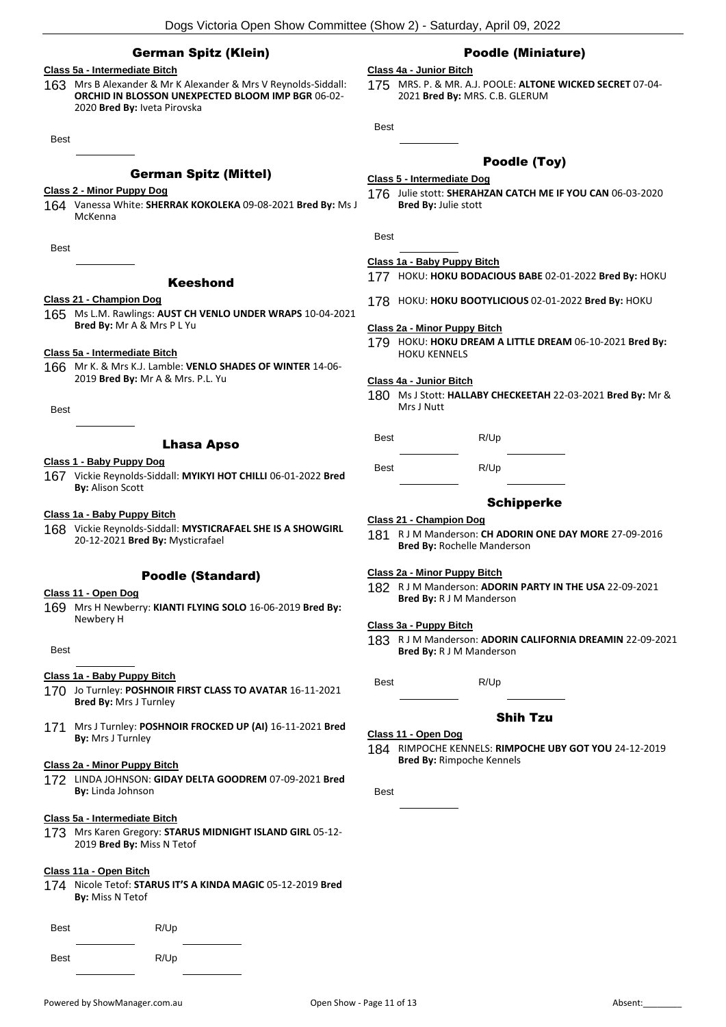## German Spitz (Klein)

**Class 5a - Intermediate Bitch**

163 Mrs B Alexander & Mr K Alexander & Mrs V Reynolds-Siddall: **ORCHID IN BLOSSON UNEXPECTED BLOOM IMP BGR** 06-02-2020 **Bred By:** Iveta Pirovska

Best

## German Spitz (Mittel)

**Class 2 - Minor Puppy Dog**

164 Vanessa White: **SHERRAK KOKOLEKA** 09-08-2021 **Bred By:** Ms J McKenna

Best

## Keeshond

**Class 21 - Champion Dog**

165 Ms L.M. Rawlings: **AUST CH VENLO UNDER WRAPS** 10-04-2021 **Bred By:** Mr A & Mrs P L Yu

**Class 5a - Intermediate Bitch**

166 Mr K. & Mrs K.J. Lamble: **VENLO SHADES OF WINTER** 14-06-2019 **Bred By:** Mr A & Mrs. P.L. Yu

Best

## Lhasa Apso

**Class 1 - Baby Puppy Dog**

167 Vickie Reynolds-Siddall: **MYIKYI HOT CHILLI** 06-01-2022 **Bred By:** Alison Scott

**Class 1a - Baby Puppy Bitch**

168 Vickie Reynolds-Siddall: **MYSTICRAFAEL SHE IS A SHOWGIRL** 20-12-2021 **Bred By:** Mysticrafael

## Poodle (Standard)

**Class 11 - Open Dog**

169 Mrs H Newberry: **KIANTI FLYING SOLO** 16-06-2019 **Bred By:** Newbery H

Best

**Class 1a - Baby Puppy Bitch**

170 Jo Turnley: **POSHNOIR FIRST CLASS TO AVATAR** 16-11-2021 **Bred By:** Mrs J Turnley

171 Mrs J Turnley: **POSHNOIR FROCKED UP (AI)** 16-11-2021 **Bred By:** Mrs J Turnley

**Class 2a - Minor Puppy Bitch**

172 LINDA JOHNSON: **GIDAY DELTA GOODREM** 07-09-2021 **Bred By:** Linda Johnson

**Class 5a - Intermediate Bitch**

173 Mrs Karen Gregory: **STARUS MIDNIGHT ISLAND GIRL** 05-12-2019 **Bred By:** Miss N Tetof

**Class 11a - Open Bitch**

174 Nicole Tetof: **STARUS IT'S A KINDA MAGIC** 05-12-2019 **Bred By:** Miss N Tetof

Best R/Up

Best R/Up

## Poodle (Miniature)

**Class 4a - Junior Bitch**

175 MRS. P. & MR. A.J. POOLE: **ALTONE WICKED SECRET** 07-04-2021 **Bred By:** MRS. C.B. GLERUM

Best

## Poodle (Toy)

**Class 5 - Intermediate Dog**

176 Julie stott: **SHERAHZAN CATCH ME IF YOU CAN** 06-03-2020 **Bred By:** Julie stott

Best

**Class 1a - Baby Puppy Bitch**

177 HOKU: **HOKU BODACIOUS BABE** 02-01-2022 **Bred By:** HOKU

178 HOKU: **HOKU BOOTYLICIOUS** 02-01-2022 **Bred By:** HOKU

**Class 2a - Minor Puppy Bitch**

179 HOKU: **HOKU DREAM A LITTLE DREAM** 06-10-2021 **Bred By:** HOKU KENNELS

**Class 4a - Junior Bitch**

180 Ms J Stott: **HALLABY CHECKEETAH** 22-03-2021 **Bred By:** Mr & Mrs J Nutt

Best R/Up

Best R/Up

## Schipperke

**Class 21 - Champion Dog**

181 R J M Manderson: **CH ADORIN ONE DAY MORE** 27-09-2016 **Bred By:** Rochelle Manderson

**Class 2a - Minor Puppy Bitch**

182 R J M Manderson: **ADORIN PARTY IN THE USA** 22-09-2021 **Bred By:** R J M Manderson

**Class 3a - Puppy Bitch**

183 R J M Manderson: **ADORIN CALIFORNIA DREAMIN** 22-09-2021 **Bred By:** R J M Manderson

Best R/Up

## Shih Tzu

**Class 11 - Open Dog**

184 RIMPOCHE KENNELS: **RIMPOCHE UBY GOT YOU** 24-12-2019 **Bred By:** Rimpoche Kennels

Best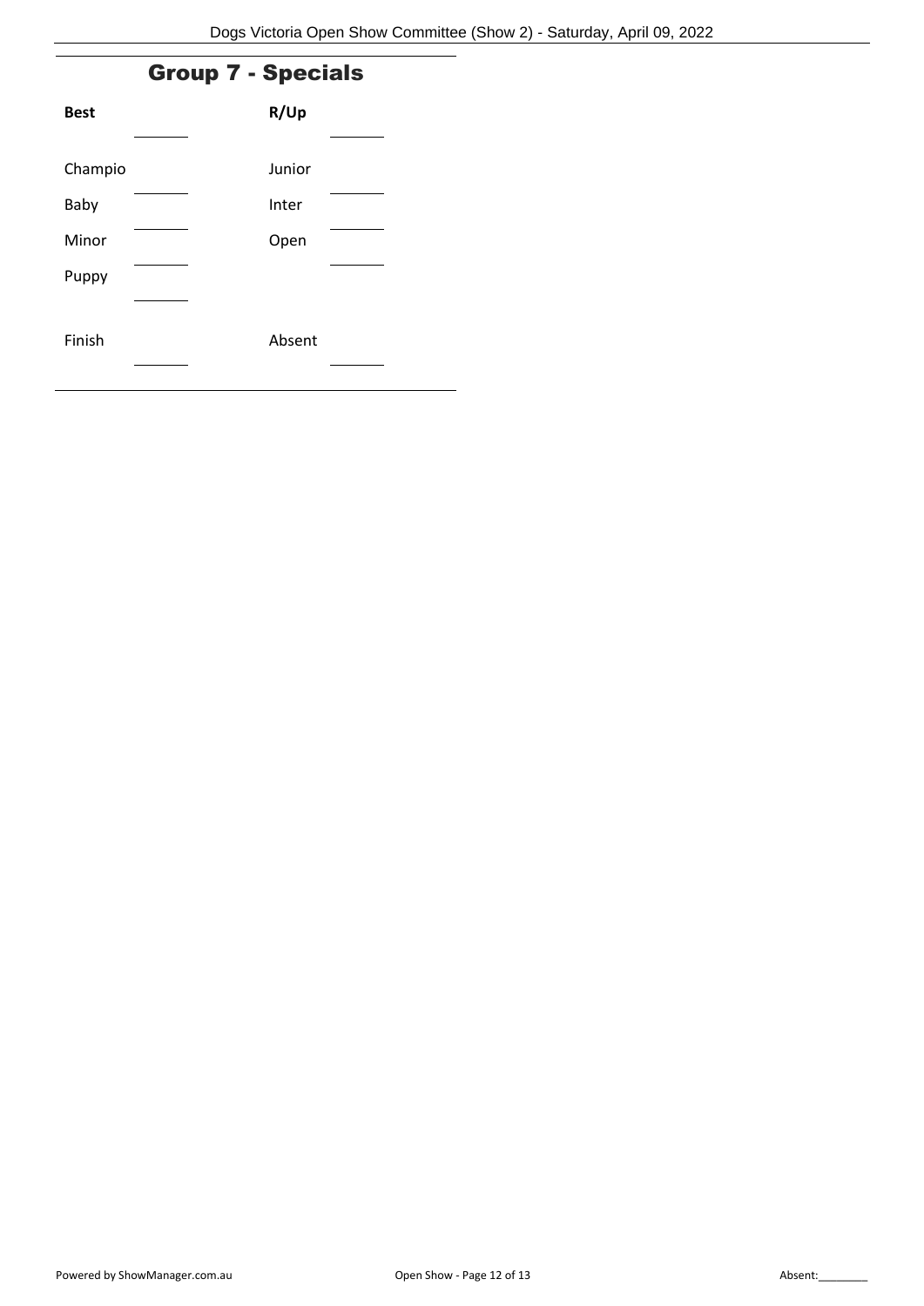## Group 7 - Specials

| **Best** | | **R/Up** | |
|---|---|---|---|
| Champio | | Junior | |
| Baby | | Inter | |
| Minor | | Open | |
| Puppy | | | |
| Finish | | Absent | |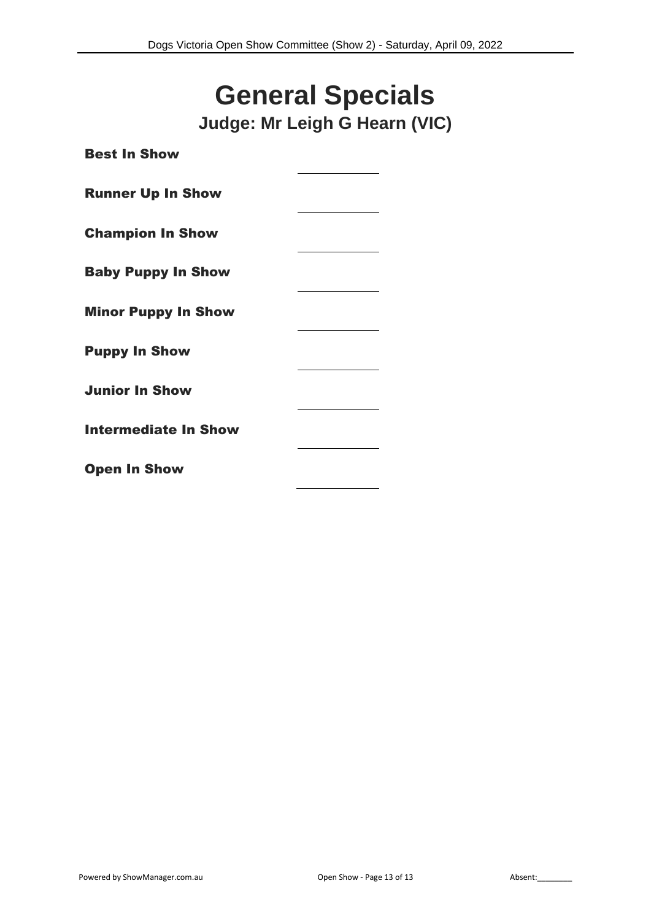# General Specials

## Judge: Mr Leigh G Hearn (VIC)

**Best In Show** ____________

**Runner Up In Show** ____________

**Champion In Show** ____________

**Baby Puppy In Show** ____________

**Minor Puppy In Show** ____________

**Puppy In Show** ____________

**Junior In Show** ____________

**Intermediate In Show** ____________

**Open In Show** ____________